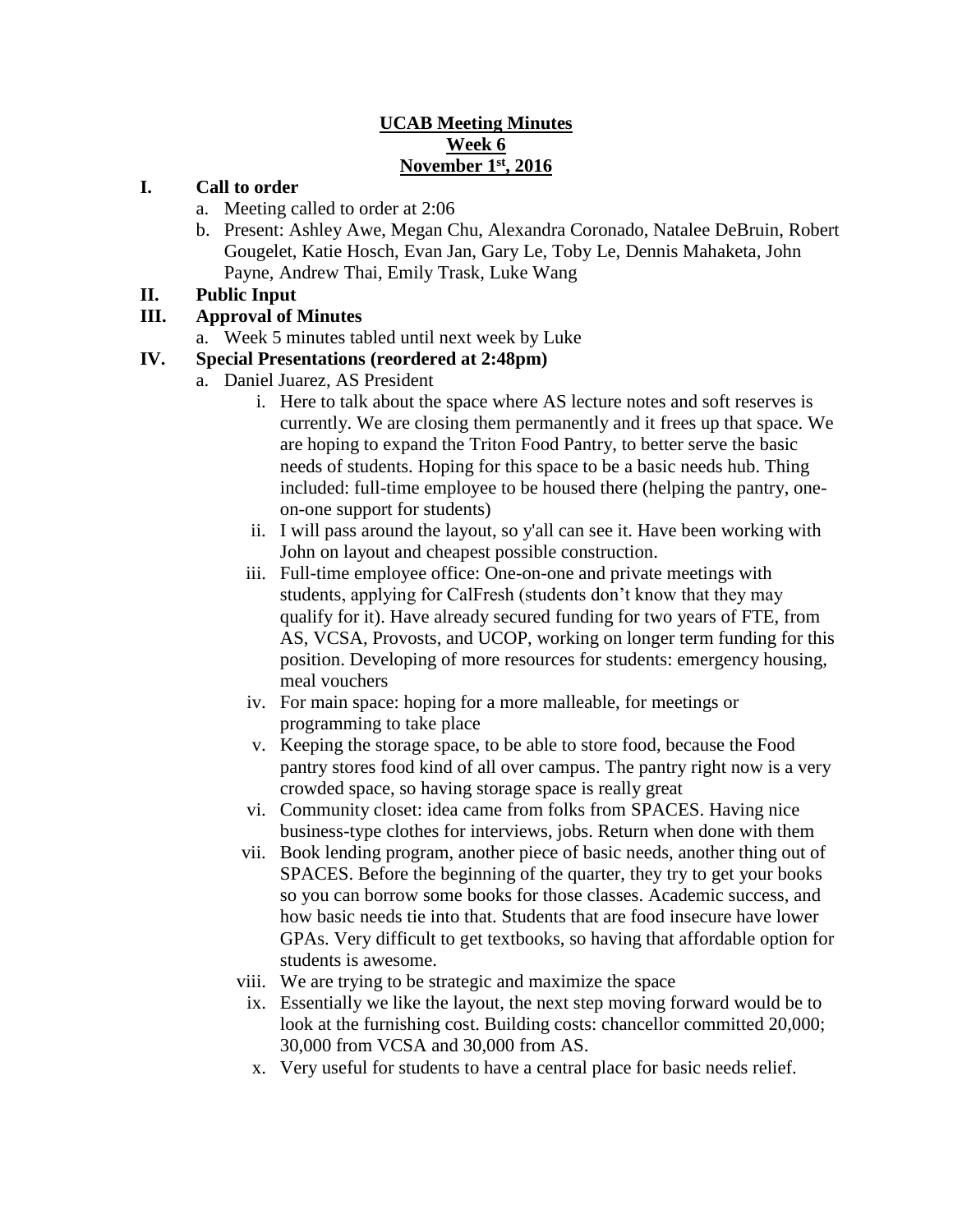**UCAB Meeting Minutes**
**Week 6**
**November 1st, 2016**

**I. Call to order**

a. Meeting called to order at 2:06

b. Present: Ashley Awe, Megan Chu, Alexandra Coronado, Natalee DeBruin, Robert Gougelet, Katie Hosch, Evan Jan, Gary Le, Toby Le, Dennis Mahaketa, John Payne, Andrew Thai, Emily Trask, Luke Wang

**II. Public Input**

**III. Approval of Minutes**

a. Week 5 minutes tabled until next week by Luke

**IV. Special Presentations (reordered at 2:48pm)**

a. Daniel Juarez, AS President

i. Here to talk about the space where AS lecture notes and soft reserves is currently. We are closing them permanently and it frees up that space. We are hoping to expand the Triton Food Pantry, to better serve the basic needs of students. Hoping for this space to be a basic needs hub. Thing included: full-time employee to be housed there (helping the pantry, one-on-one support for students)

ii. I will pass around the layout, so y'all can see it. Have been working with John on layout and cheapest possible construction.

iii. Full-time employee office: One-on-one and private meetings with students, applying for CalFresh (students don't know that they may qualify for it). Have already secured funding for two years of FTE, from AS, VCSA, Provosts, and UCOP, working on longer term funding for this position. Developing of more resources for students: emergency housing, meal vouchers

iv. For main space: hoping for a more malleable, for meetings or programming to take place

v. Keeping the storage space, to be able to store food, because the Food pantry stores food kind of all over campus. The pantry right now is a very crowded space, so having storage space is really great

vi. Community closet: idea came from folks from SPACES. Having nice business-type clothes for interviews, jobs. Return when done with them

vii. Book lending program, another piece of basic needs, another thing out of SPACES. Before the beginning of the quarter, they try to get your books so you can borrow some books for those classes. Academic success, and how basic needs tie into that. Students that are food insecure have lower GPAs. Very difficult to get textbooks, so having that affordable option for students is awesome.

viii. We are trying to be strategic and maximize the space

ix. Essentially we like the layout, the next step moving forward would be to look at the furnishing cost. Building costs: chancellor committed 20,000; 30,000 from VCSA and 30,000 from AS.

x. Very useful for students to have a central place for basic needs relief.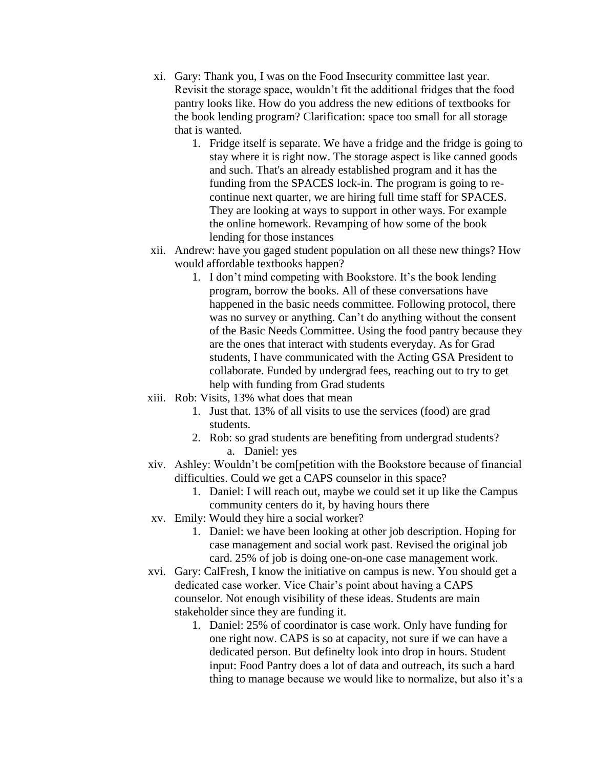xi. Gary: Thank you, I was on the Food Insecurity committee last year. Revisit the storage space, wouldn't fit the additional fridges that the food pantry looks like. How do you address the new editions of textbooks for the book lending program? Clarification: space too small for all storage that is wanted.

   1. Fridge itself is separate. We have a fridge and the fridge is going to stay where it is right now. The storage aspect is like canned goods and such. That's an already established program and it has the funding from the SPACES lock-in. The program is going to re-continue next quarter, we are hiring full time staff for SPACES. They are looking at ways to support in other ways. For example the online homework. Revamping of how some of the book lending for those instances

xii. Andrew: have you gaged student population on all these new things? How would affordable textbooks happen?

   1. I don't mind competing with Bookstore. It's the book lending program, borrow the books. All of these conversations have happened in the basic needs committee. Following protocol, there was no survey or anything. Can't do anything without the consent of the Basic Needs Committee. Using the food pantry because they are the ones that interact with students everyday. As for Grad students, I have communicated with the Acting GSA President to collaborate. Funded by undergrad fees, reaching out to try to get help with funding from Grad students

xiii. Rob: Visits, 13% what does that mean

   1. Just that. 13% of all visits to use the services (food) are grad students.
   2. Rob: so grad students are benefiting from undergrad students?
      a. Daniel: yes

xiv. Ashley: Wouldn't be com[petition with the Bookstore because of financial difficulties. Could we get a CAPS counselor in this space?

   1. Daniel: I will reach out, maybe we could set it up like the Campus community centers do it, by having hours there

xv. Emily: Would they hire a social worker?

   1. Daniel: we have been looking at other job description. Hoping for case management and social work past. Revised the original job card. 25% of job is doing one-on-one case management work.

xvi. Gary: CalFresh, I know the initiative on campus is new. You should get a dedicated case worker. Vice Chair's point about having a CAPS counselor. Not enough visibility of these ideas. Students are main stakeholder since they are funding it.

   1. Daniel: 25% of coordinator is case work. Only have funding for one right now. CAPS is so at capacity, not sure if we can have a dedicated person. But definelty look into drop in hours. Student input: Food Pantry does a lot of data and outreach, its such a hard thing to manage because we would like to normalize, but also it's a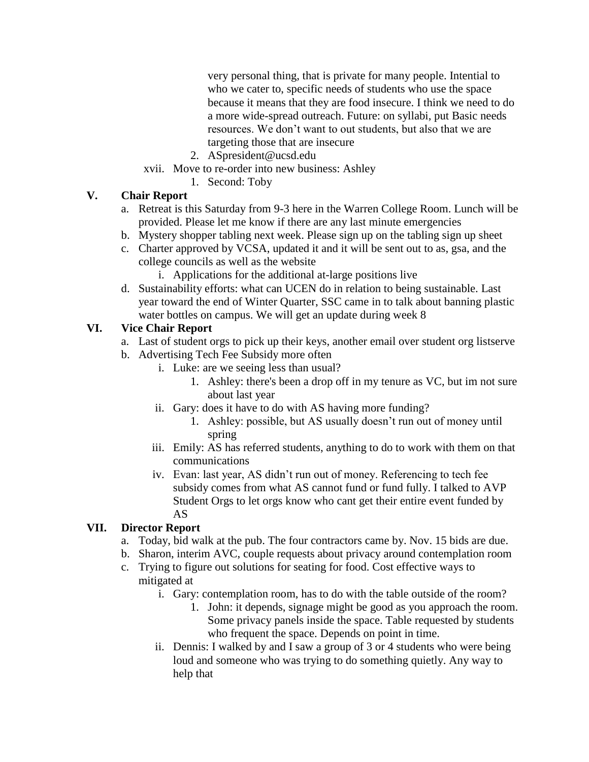very personal thing, that is private for many people. Intential to who we cater to, specific needs of students who use the space because it means that they are food insecure. I think we need to do a more wide-spread outreach. Future: on syllabi, put Basic needs resources. We don't want to out students, but also that we are targeting those that are insecure

2. ASpresident@ucsd.edu

xvii. Move to re-order into new business: Ashley

1. Second: Toby

## V. Chair Report

a. Retreat is this Saturday from 9-3 here in the Warren College Room. Lunch will be provided. Please let me know if there are any last minute emergencies

b. Mystery shopper tabling next week. Please sign up on the tabling sign up sheet

c. Charter approved by VCSA, updated it and it will be sent out to as, gsa, and the college councils as well as the website

i. Applications for the additional at-large positions live

d. Sustainability efforts: what can UCEN do in relation to being sustainable. Last year toward the end of Winter Quarter, SSC came in to talk about banning plastic water bottles on campus. We will get an update during week 8

## VI. Vice Chair Report

a. Last of student orgs to pick up their keys, another email over student org listserve

b. Advertising Tech Fee Subsidy more often

i. Luke: are we seeing less than usual?

1. Ashley: there's been a drop off in my tenure as VC, but im not sure about last year

ii. Gary: does it have to do with AS having more funding?

1. Ashley: possible, but AS usually doesn't run out of money until spring

iii. Emily: AS has referred students, anything to do to work with them on that communications

iv. Evan: last year, AS didn't run out of money. Referencing to tech fee subsidy comes from what AS cannot fund or fund fully. I talked to AVP Student Orgs to let orgs know who cant get their entire event funded by AS

## VII. Director Report

a. Today, bid walk at the pub. The four contractors came by. Nov. 15 bids are due.

b. Sharon, interim AVC, couple requests about privacy around contemplation room

c. Trying to figure out solutions for seating for food. Cost effective ways to mitigated at

i. Gary: contemplation room, has to do with the table outside of the room?

1. John: it depends, signage might be good as you approach the room. Some privacy panels inside the space. Table requested by students who frequent the space. Depends on point in time.

ii. Dennis: I walked by and I saw a group of 3 or 4 students who were being loud and someone who was trying to do something quietly. Any way to help that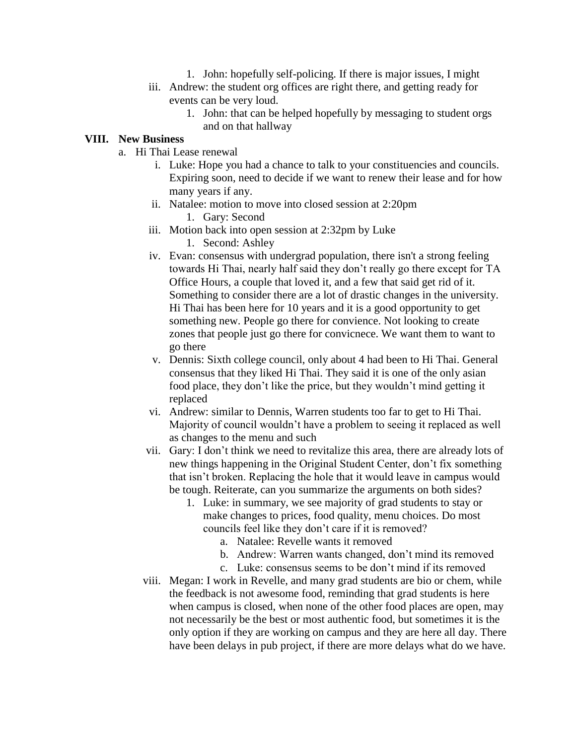1. John: hopefully self-policing. If there is major issues, I might

iii. Andrew: the student org offices are right there, and getting ready for events can be very loud.

1. John: that can be helped hopefully by messaging to student orgs and on that hallway

## VIII. New Business

a. Hi Thai Lease renewal

i. Luke: Hope you had a chance to talk to your constituencies and councils. Expiring soon, need to decide if we want to renew their lease and for how many years if any.

ii. Natalee: motion to move into closed session at 2:20pm

1. Gary: Second

iii. Motion back into open session at 2:32pm by Luke

1. Second: Ashley

iv. Evan: consensus with undergrad population, there isn't a strong feeling towards Hi Thai, nearly half said they don't really go there except for TA Office Hours, a couple that loved it, and a few that said get rid of it. Something to consider there are a lot of drastic changes in the university. Hi Thai has been here for 10 years and it is a good opportunity to get something new. People go there for convience. Not looking to create zones that people just go there for convicnece. We want them to want to go there

v. Dennis: Sixth college council, only about 4 had been to Hi Thai. General consensus that they liked Hi Thai. They said it is one of the only asian food place, they don't like the price, but they wouldn't mind getting it replaced

vi. Andrew: similar to Dennis, Warren students too far to get to Hi Thai. Majority of council wouldn't have a problem to seeing it replaced as well as changes to the menu and such

vii. Gary: I don't think we need to revitalize this area, there are already lots of new things happening in the Original Student Center, don't fix something that isn't broken. Replacing the hole that it would leave in campus would be tough. Reiterate, can you summarize the arguments on both sides?

1. Luke: in summary, we see majority of grad students to stay or make changes to prices, food quality, menu choices. Do most councils feel like they don't care if it is removed?

a. Natalee: Revelle wants it removed

b. Andrew: Warren wants changed, don't mind its removed

c. Luke: consensus seems to be don't mind if its removed

viii. Megan: I work in Revelle, and many grad students are bio or chem, while the feedback is not awesome food, reminding that grad students is here when campus is closed, when none of the other food places are open, may not necessarily be the best or most authentic food, but sometimes it is the only option if they are working on campus and they are here all day. There have been delays in pub project, if there are more delays what do we have.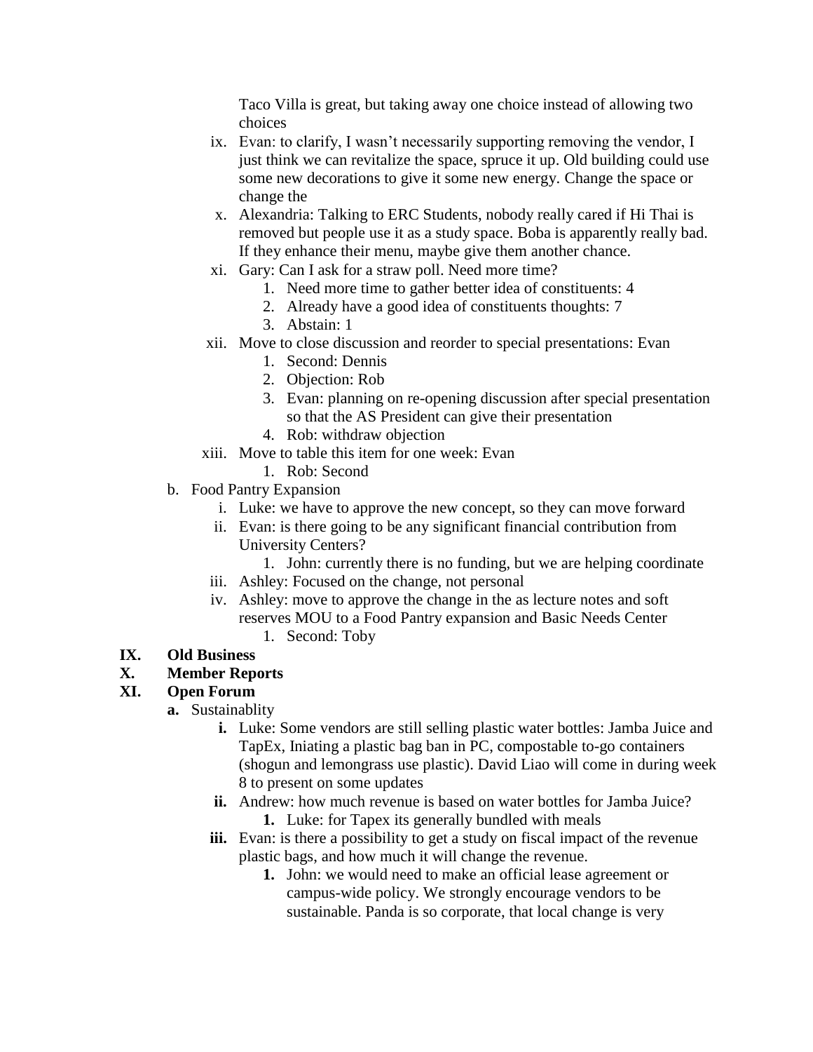Taco Villa is great, but taking away one choice instead of allowing two choices

ix. Evan: to clarify, I wasn't necessarily supporting removing the vendor, I just think we can revitalize the space, spruce it up. Old building could use some new decorations to give it some new energy. Change the space or change the

x. Alexandria: Talking to ERC Students, nobody really cared if Hi Thai is removed but people use it as a study space. Boba is apparently really bad. If they enhance their menu, maybe give them another chance.

xi. Gary: Can I ask for a straw poll. Need more time?
   1. Need more time to gather better idea of constituents: 4
   2. Already have a good idea of constituents thoughts: 7
   3. Abstain: 1

xii. Move to close discussion and reorder to special presentations: Evan
   1. Second: Dennis
   2. Objection: Rob
   3. Evan: planning on re-opening discussion after special presentation so that the AS President can give their presentation
   4. Rob: withdraw objection

xiii. Move to table this item for one week: Evan
   1. Rob: Second

b. Food Pantry Expansion

i. Luke: we have to approve the new concept, so they can move forward

ii. Evan: is there going to be any significant financial contribution from University Centers?
   1. John: currently there is no funding, but we are helping coordinate

iii. Ashley: Focused on the change, not personal

iv. Ashley: move to approve the change in the as lecture notes and soft reserves MOU to a Food Pantry expansion and Basic Needs Center
   1. Second: Toby

**IX. Old Business**

**X. Member Reports**

**XI. Open Forum**

**a.** Sustainablity

**i.** Luke: Some vendors are still selling plastic water bottles: Jamba Juice and TapEx, Iniating a plastic bag ban in PC, compostable to-go containers (shogun and lemongrass use plastic). David Liao will come in during week 8 to present on some updates

**ii.** Andrew: how much revenue is based on water bottles for Jamba Juice?
   **1.** Luke: for Tapex its generally bundled with meals

**iii.** Evan: is there a possibility to get a study on fiscal impact of the revenue plastic bags, and how much it will change the revenue.
   **1.** John: we would need to make an official lease agreement or campus-wide policy. We strongly encourage vendors to be sustainable. Panda is so corporate, that local change is very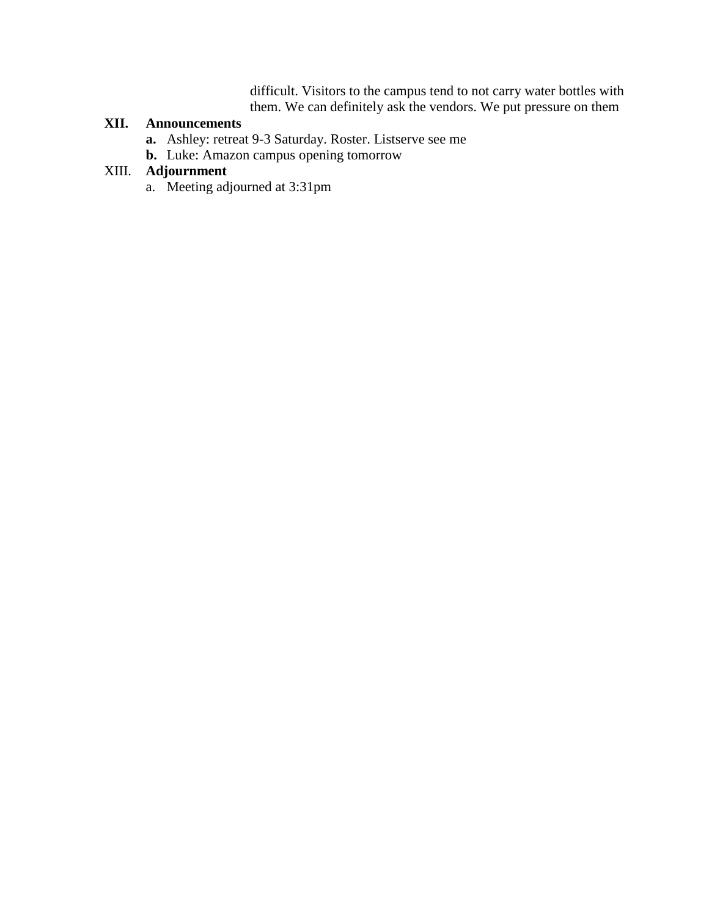difficult. Visitors to the campus tend to not carry water bottles with them. We can definitely ask the vendors. We put pressure on them

XII. **Announcements**

a. Ashley: retreat 9-3 Saturday. Roster. Listserve see me

b. Luke: Amazon campus opening tomorrow

XIII. **Adjournment**

a. Meeting adjourned at 3:31pm